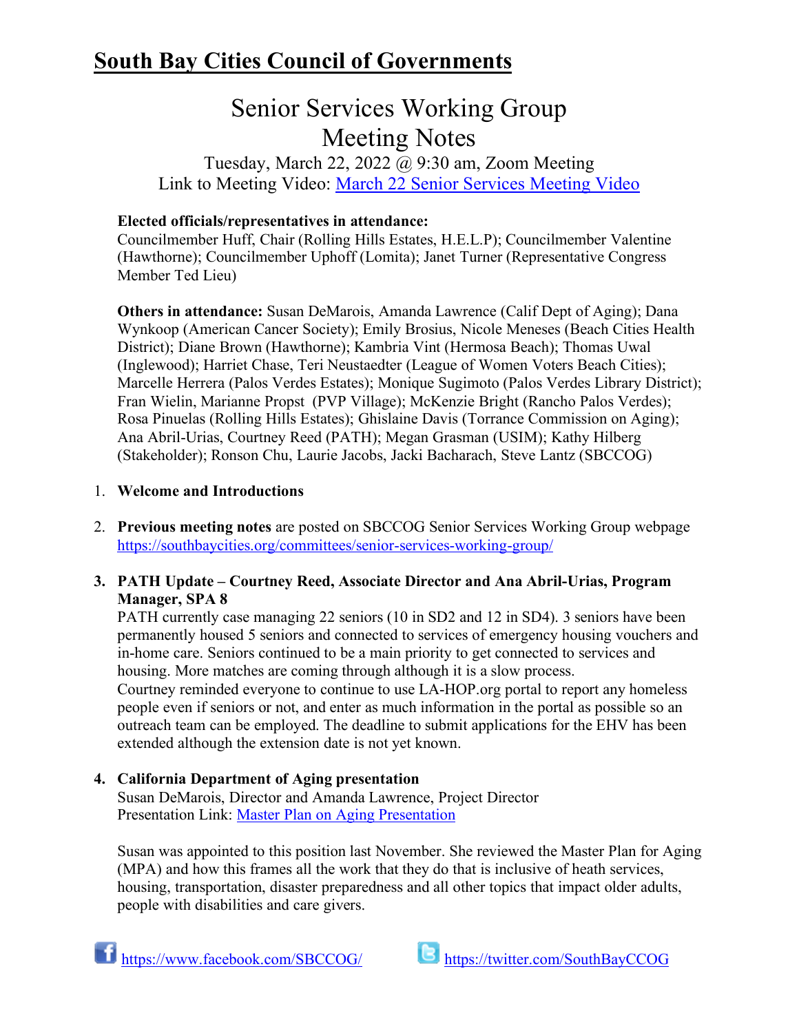# South Bay Cities Council of Governments

## Senior Services Working Group
## Meeting Notes

Tuesday, March 22, 2022 @ 9:30 am, Zoom Meeting
Link to Meeting Video: [March 22 Senior Services Meeting Video]

**Elected officials/representatives in attendance:**
Councilmember Huff, Chair (Rolling Hills Estates, H.E.L.P); Councilmember Valentine (Hawthorne); Councilmember Uphoff (Lomita); Janet Turner (Representative Congress Member Ted Lieu)

**Others in attendance:** Susan DeMarois, Amanda Lawrence (Calif Dept of Aging); Dana Wynkoop (American Cancer Society); Emily Brosius, Nicole Meneses (Beach Cities Health District); Diane Brown (Hawthorne); Kambria Vint (Hermosa Beach); Thomas Uwal (Inglewood); Harriet Chase, Teri Neustaedter (League of Women Voters Beach Cities); Marcelle Herrera (Palos Verdes Estates); Monique Sugimoto (Palos Verdes Library District); Fran Wielin, Marianne Propst (PVP Village); McKenzie Bright (Rancho Palos Verdes); Rosa Pinuelas (Rolling Hills Estates); Ghislaine Davis (Torrance Commission on Aging); Ana Abril-Urias, Courtney Reed (PATH); Megan Grasman (USIM); Kathy Hilberg (Stakeholder); Ronson Chu, Laurie Jacobs, Jacki Bacharach, Steve Lantz (SBCCOG)

1. **Welcome and Introductions**

2. **Previous meeting notes** are posted on SBCCOG Senior Services Working Group webpage https://southbaycities.org/committees/senior-services-working-group/

3. **PATH Update – Courtney Reed, Associate Director and Ana Abril-Urias, Program Manager, SPA 8**
   PATH currently case managing 22 seniors (10 in SD2 and 12 in SD4). 3 seniors have been permanently housed 5 seniors and connected to services of emergency housing vouchers and in-home care. Seniors continued to be a main priority to get connected to services and housing. More matches are coming through although it is a slow process.
   Courtney reminded everyone to continue to use LA-HOP.org portal to report any homeless people even if seniors or not, and enter as much information in the portal as possible so an outreach team can be employed. The deadline to submit applications for the EHV has been extended although the extension date is not yet known.

4. **California Department of Aging presentation**
   Susan DeMarois, Director and Amanda Lawrence, Project Director
   Presentation Link: [Master Plan on Aging Presentation]

   Susan was appointed to this position last November. She reviewed the Master Plan for Aging (MPA) and how this frames all the work that they do that is inclusive of heath services, housing, transportation, disaster preparedness and all other topics that impact older adults, people with disabilities and care givers.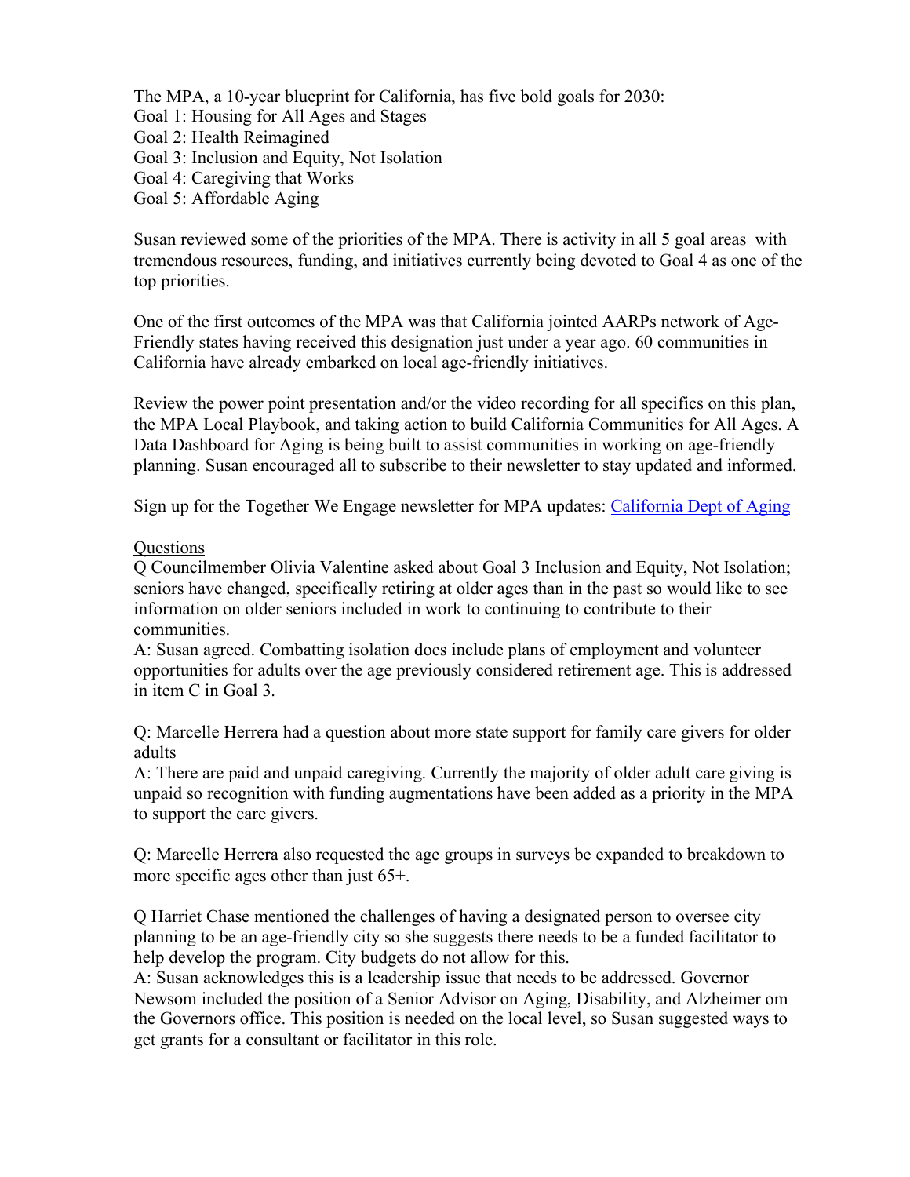The MPA, a 10-year blueprint for California, has five bold goals for 2030:
Goal 1: Housing for All Ages and Stages
Goal 2: Health Reimagined
Goal 3: Inclusion and Equity, Not Isolation
Goal 4: Caregiving that Works
Goal 5: Affordable Aging

Susan reviewed some of the priorities of the MPA. There is activity in all 5 goal areas with tremendous resources, funding, and initiatives currently being devoted to Goal 4 as one of the top priorities.

One of the first outcomes of the MPA was that California jointed AARPs network of Age-Friendly states having received this designation just under a year ago. 60 communities in California have already embarked on local age-friendly initiatives.

Review the power point presentation and/or the video recording for all specifics on this plan, the MPA Local Playbook, and taking action to build California Communities for All Ages. A Data Dashboard for Aging is being built to assist communities in working on age-friendly planning. Susan encouraged all to subscribe to their newsletter to stay updated and informed.

Sign up for the Together We Engage newsletter for MPA updates: [California Dept of Aging]

<u>Questions</u>
Q Councilmember Olivia Valentine asked about Goal 3 Inclusion and Equity, Not Isolation; seniors have changed, specifically retiring at older ages than in the past so would like to see information on older seniors included in work to continuing to contribute to their communities.
A: Susan agreed. Combatting isolation does include plans of employment and volunteer opportunities for adults over the age previously considered retirement age. This is addressed in item C in Goal 3.

Q: Marcelle Herrera had a question about more state support for family care givers for older adults
A: There are paid and unpaid caregiving. Currently the majority of older adult care giving is unpaid so recognition with funding augmentations have been added as a priority in the MPA to support the care givers.

Q: Marcelle Herrera also requested the age groups in surveys be expanded to breakdown to more specific ages other than just 65+.

Q Harriet Chase mentioned the challenges of having a designated person to oversee city planning to be an age-friendly city so she suggests there needs to be a funded facilitator to help develop the program. City budgets do not allow for this.
A: Susan acknowledges this is a leadership issue that needs to be addressed. Governor Newsom included the position of a Senior Advisor on Aging, Disability, and Alzheimer om the Governors office. This position is needed on the local level, so Susan suggested ways to get grants for a consultant or facilitator in this role.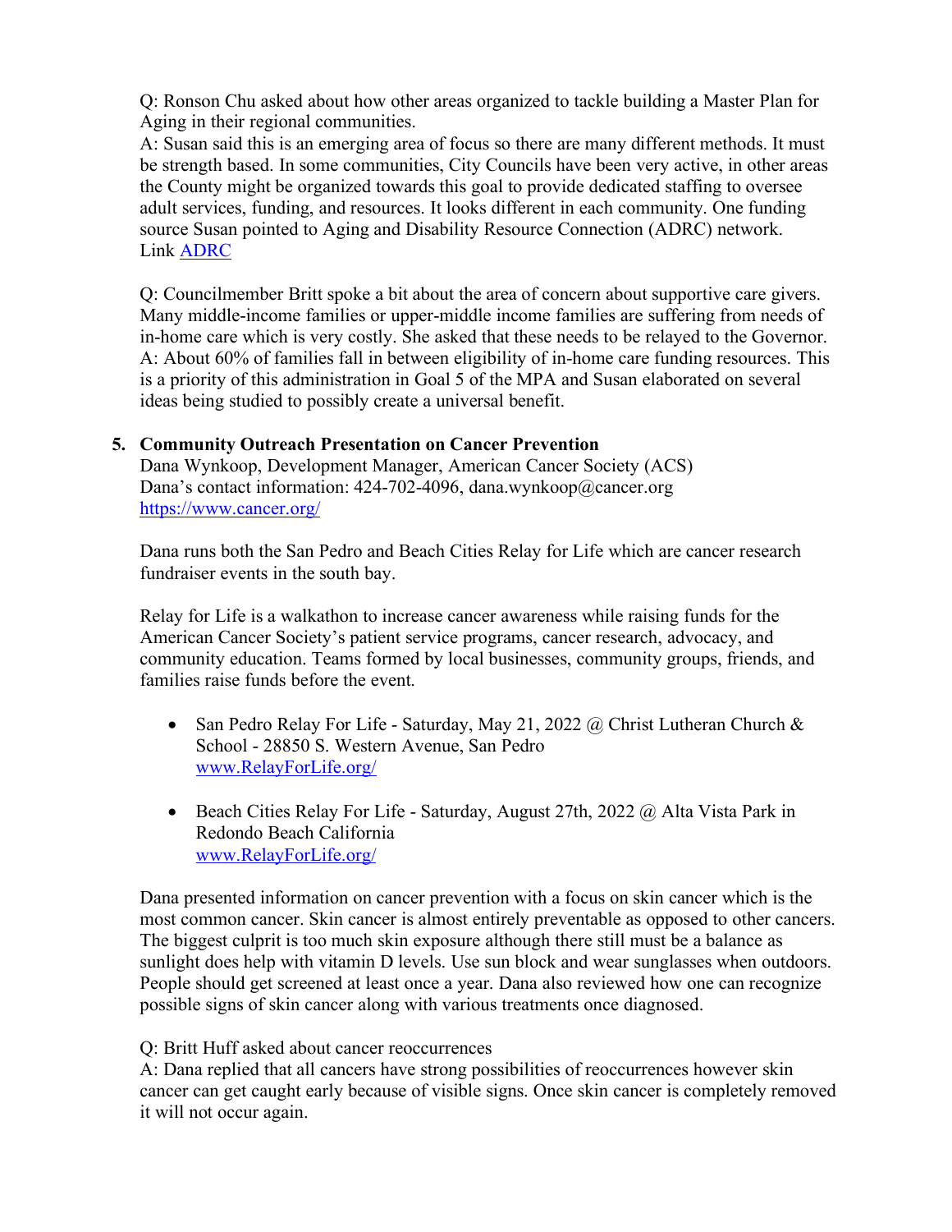Q: Ronson Chu asked about how other areas organized to tackle building a Master Plan for Aging in their regional communities.
A: Susan said this is an emerging area of focus so there are many different methods. It must be strength based. In some communities, City Councils have been very active, in other areas the County might be organized towards this goal to provide dedicated staffing to oversee adult services, funding, and resources. It looks different in each community. One funding source Susan pointed to Aging and Disability Resource Connection (ADRC) network.
Link [ADRC](ADRC)

Q: Councilmember Britt spoke a bit about the area of concern about supportive care givers. Many middle-income families or upper-middle income families are suffering from needs of in-home care which is very costly. She asked that these needs to be relayed to the Governor.
A: About 60% of families fall in between eligibility of in-home care funding resources. This is a priority of this administration in Goal 5 of the MPA and Susan elaborated on several ideas being studied to possibly create a universal benefit.

5. **Community Outreach Presentation on Cancer Prevention**
   Dana Wynkoop, Development Manager, American Cancer Society (ACS)
   Dana's contact information: 424-702-4096, dana.wynkoop@cancer.org
   [https://www.cancer.org/](https://www.cancer.org/)

   Dana runs both the San Pedro and Beach Cities Relay for Life which are cancer research fundraiser events in the south bay.

   Relay for Life is a walkathon to increase cancer awareness while raising funds for the American Cancer Society's patient service programs, cancer research, advocacy, and community education. Teams formed by local businesses, community groups, friends, and families raise funds before the event.

   - San Pedro Relay For Life - Saturday, May 21, 2022 @ Christ Lutheran Church & School - 28850 S. Western Avenue, San Pedro
     [www.RelayForLife.org/](www.RelayForLife.org/)

   - Beach Cities Relay For Life - Saturday, August 27th, 2022 @ Alta Vista Park in Redondo Beach California
     [www.RelayForLife.org/](www.RelayForLife.org/)

   Dana presented information on cancer prevention with a focus on skin cancer which is the most common cancer. Skin cancer is almost entirely preventable as opposed to other cancers. The biggest culprit is too much skin exposure although there still must be a balance as sunlight does help with vitamin D levels. Use sun block and wear sunglasses when outdoors. People should get screened at least once a year. Dana also reviewed how one can recognize possible signs of skin cancer along with various treatments once diagnosed.

   Q: Britt Huff asked about cancer reoccurrences
   A: Dana replied that all cancers have strong possibilities of reoccurrences however skin cancer can get caught early because of visible signs. Once skin cancer is completely removed it will not occur again.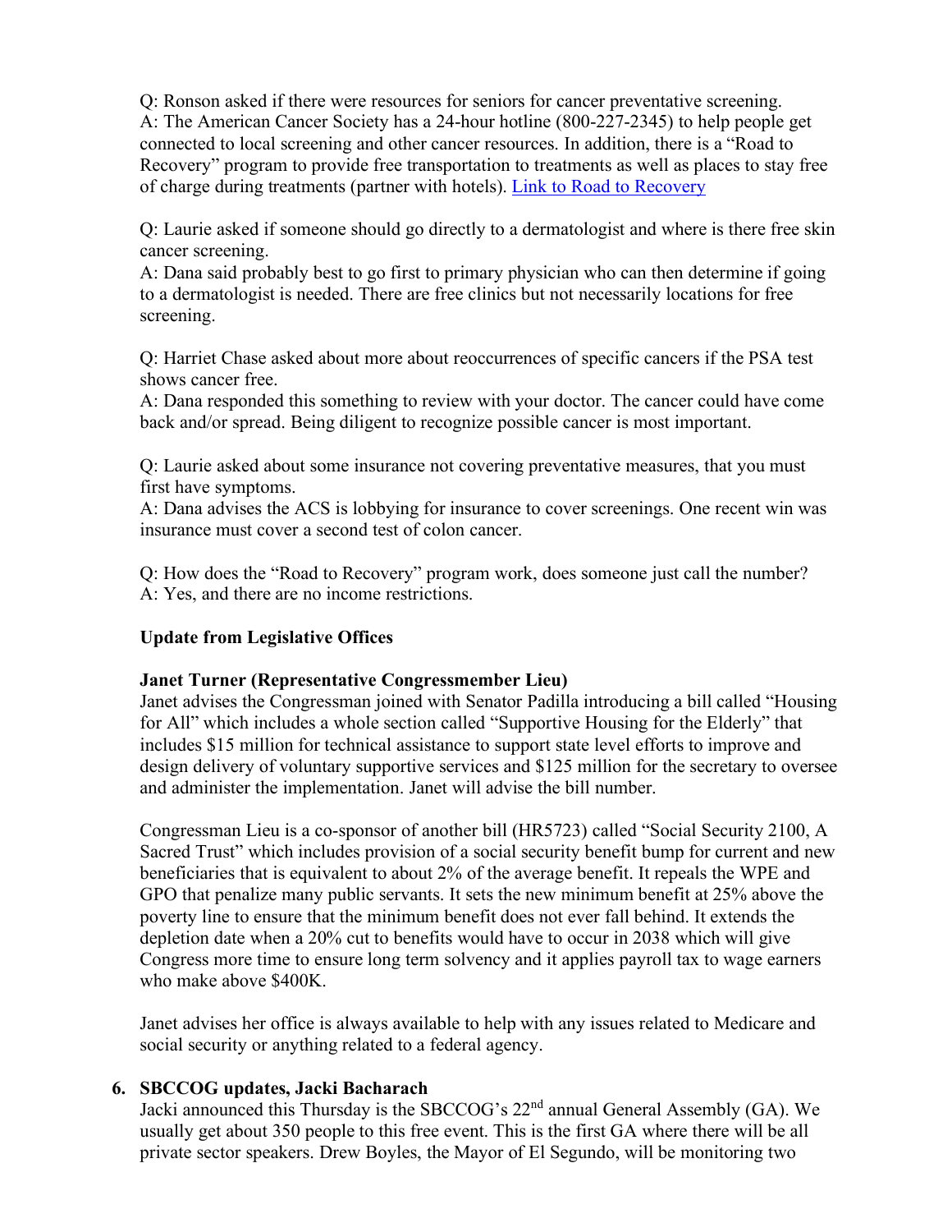Q: Ronson asked if there were resources for seniors for cancer preventative screening.
A: The American Cancer Society has a 24-hour hotline (800-227-2345) to help people get connected to local screening and other cancer resources. In addition, there is a "Road to Recovery" program to provide free transportation to treatments as well as places to stay free of charge during treatments (partner with hotels). Link to Road to Recovery

Q: Laurie asked if someone should go directly to a dermatologist and where is there free skin cancer screening.
A: Dana said probably best to go first to primary physician who can then determine if going to a dermatologist is needed. There are free clinics but not necessarily locations for free screening.

Q: Harriet Chase asked about more about reoccurrences of specific cancers if the PSA test shows cancer free.
A: Dana responded this something to review with your doctor. The cancer could have come back and/or spread. Being diligent to recognize possible cancer is most important.

Q: Laurie asked about some insurance not covering preventative measures, that you must first have symptoms.
A: Dana advises the ACS is lobbying for insurance to cover screenings. One recent win was insurance must cover a second test of colon cancer.

Q: How does the "Road to Recovery" program work, does someone just call the number?
A: Yes, and there are no income restrictions.

**Update from Legislative Offices**

**Janet Turner (Representative Congressmember Lieu)**
Janet advises the Congressman joined with Senator Padilla introducing a bill called "Housing for All" which includes a whole section called "Supportive Housing for the Elderly" that includes $15 million for technical assistance to support state level efforts to improve and design delivery of voluntary supportive services and $125 million for the secretary to oversee and administer the implementation. Janet will advise the bill number.

Congressman Lieu is a co-sponsor of another bill (HR5723) called "Social Security 2100, A Sacred Trust" which includes provision of a social security benefit bump for current and new beneficiaries that is equivalent to about 2% of the average benefit. It repeals the WPE and GPO that penalize many public servants. It sets the new minimum benefit at 25% above the poverty line to ensure that the minimum benefit does not ever fall behind. It extends the depletion date when a 20% cut to benefits would have to occur in 2038 which will give Congress more time to ensure long term solvency and it applies payroll tax to wage earners who make above $400K.

Janet advises her office is always available to help with any issues related to Medicare and social security or anything related to a federal agency.

6. **SBCCOG updates, Jacki Bacharach**
Jacki announced this Thursday is the SBCCOG's 22nd annual General Assembly (GA). We usually get about 350 people to this free event. This is the first GA where there will be all private sector speakers. Drew Boyles, the Mayor of El Segundo, will be monitoring two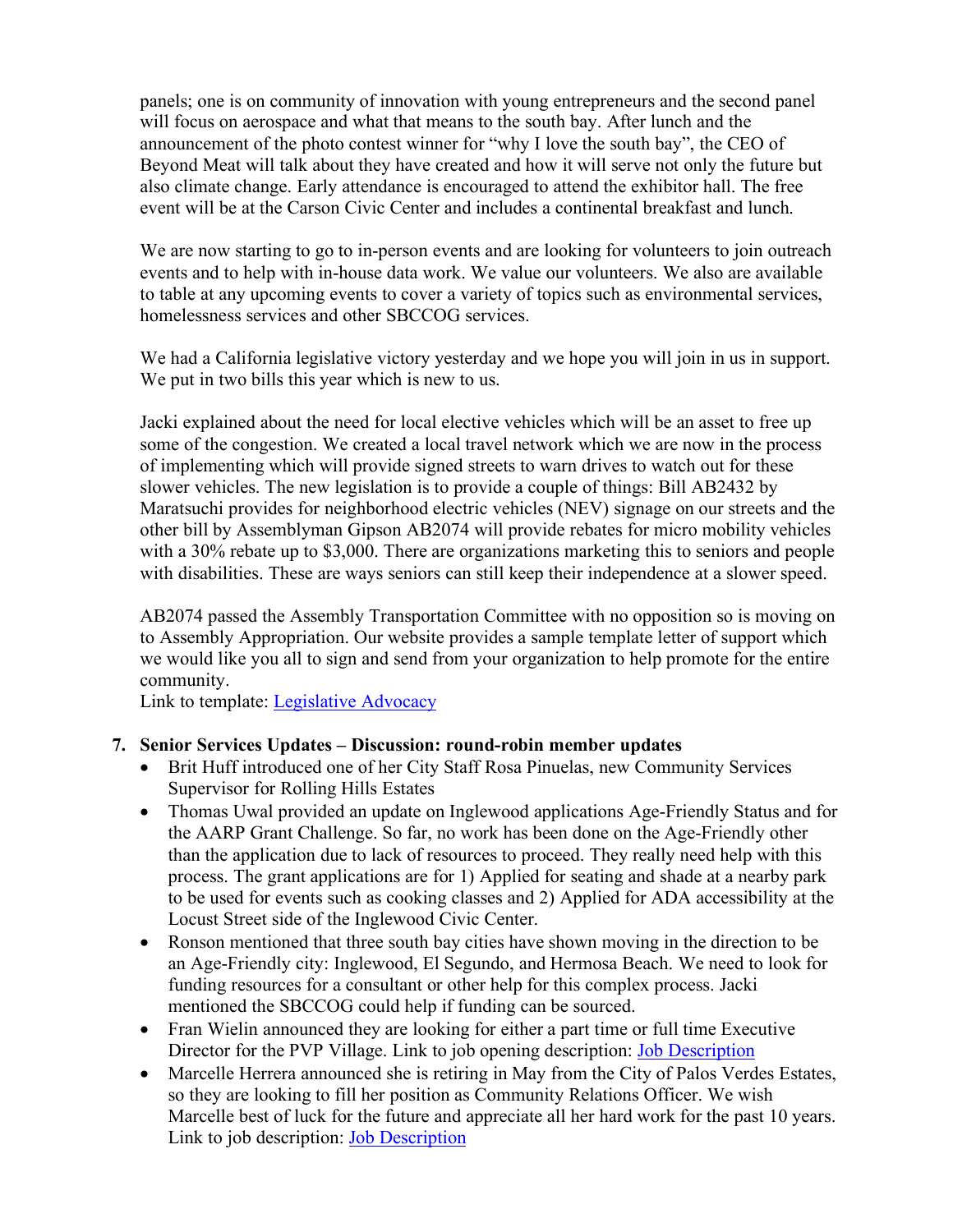panels; one is on community of innovation with young entrepreneurs and the second panel will focus on aerospace and what that means to the south bay. After lunch and the announcement of the photo contest winner for "why I love the south bay", the CEO of Beyond Meat will talk about they have created and how it will serve not only the future but also climate change. Early attendance is encouraged to attend the exhibitor hall. The free event will be at the Carson Civic Center and includes a continental breakfast and lunch.

We are now starting to go to in-person events and are looking for volunteers to join outreach events and to help with in-house data work. We value our volunteers. We also are available to table at any upcoming events to cover a variety of topics such as environmental services, homelessness services and other SBCCOG services.

We had a California legislative victory yesterday and we hope you will join in us in support. We put in two bills this year which is new to us.

Jacki explained about the need for local elective vehicles which will be an asset to free up some of the congestion. We created a local travel network which we are now in the process of implementing which will provide signed streets to warn drives to watch out for these slower vehicles. The new legislation is to provide a couple of things: Bill AB2432 by Maratsuchi provides for neighborhood electric vehicles (NEV) signage on our streets and the other bill by Assemblyman Gipson AB2074 will provide rebates for micro mobility vehicles with a 30% rebate up to $3,000. There are organizations marketing this to seniors and people with disabilities. These are ways seniors can still keep their independence at a slower speed.

AB2074 passed the Assembly Transportation Committee with no opposition so is moving on to Assembly Appropriation. Our website provides a sample template letter of support which we would like you all to sign and send from your organization to help promote for the entire community.
Link to template: Legislative Advocacy

**7. Senior Services Updates – Discussion: round-robin member updates**

- Brit Huff introduced one of her City Staff Rosa Pinuelas, new Community Services Supervisor for Rolling Hills Estates
- Thomas Uwal provided an update on Inglewood applications Age-Friendly Status and for the AARP Grant Challenge. So far, no work has been done on the Age-Friendly other than the application due to lack of resources to proceed. They really need help with this process. The grant applications are for 1) Applied for seating and shade at a nearby park to be used for events such as cooking classes and 2) Applied for ADA accessibility at the Locust Street side of the Inglewood Civic Center.
- Ronson mentioned that three south bay cities have shown moving in the direction to be an Age-Friendly city: Inglewood, El Segundo, and Hermosa Beach. We need to look for funding resources for a consultant or other help for this complex process. Jacki mentioned the SBCCOG could help if funding can be sourced.
- Fran Wielin announced they are looking for either a part time or full time Executive Director for the PVP Village. Link to job opening description: Job Description
- Marcelle Herrera announced she is retiring in May from the City of Palos Verdes Estates, so they are looking to fill her position as Community Relations Officer. We wish Marcelle best of luck for the future and appreciate all her hard work for the past 10 years. Link to job description: Job Description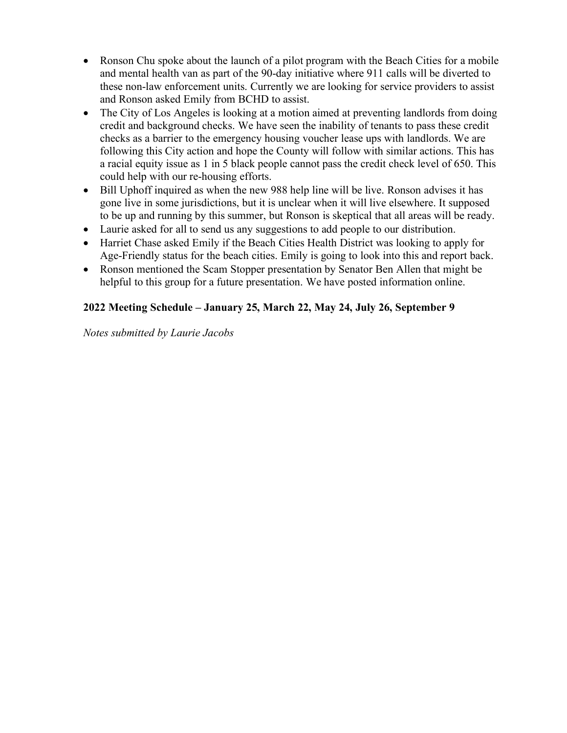- Ronson Chu spoke about the launch of a pilot program with the Beach Cities for a mobile and mental health van as part of the 90-day initiative where 911 calls will be diverted to these non-law enforcement units. Currently we are looking for service providers to assist and Ronson asked Emily from BCHD to assist.
- The City of Los Angeles is looking at a motion aimed at preventing landlords from doing credit and background checks. We have seen the inability of tenants to pass these credit checks as a barrier to the emergency housing voucher lease ups with landlords. We are following this City action and hope the County will follow with similar actions. This has a racial equity issue as 1 in 5 black people cannot pass the credit check level of 650. This could help with our re-housing efforts.
- Bill Uphoff inquired as when the new 988 help line will be live. Ronson advises it has gone live in some jurisdictions, but it is unclear when it will live elsewhere. It supposed to be up and running by this summer, but Ronson is skeptical that all areas will be ready.
- Laurie asked for all to send us any suggestions to add people to our distribution.
- Harriet Chase asked Emily if the Beach Cities Health District was looking to apply for Age-Friendly status for the beach cities. Emily is going to look into this and report back.
- Ronson mentioned the Scam Stopper presentation by Senator Ben Allen that might be helpful to this group for a future presentation. We have posted information online.

**2022 Meeting Schedule – January 25, March 22, May 24, July 26, September 9**

*Notes submitted by Laurie Jacobs*